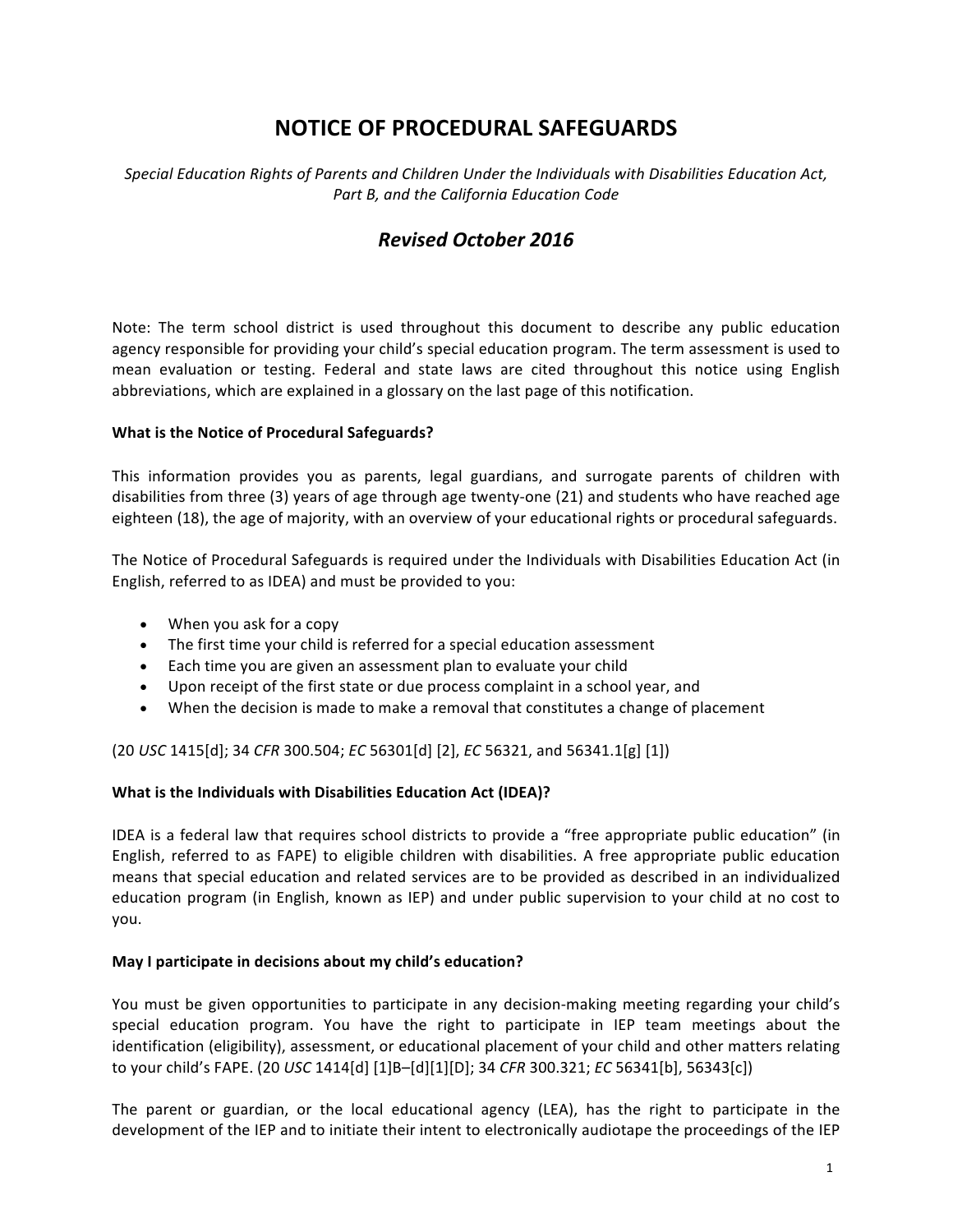# NOTICE OF PROCEDURAL SAFEGUARDS

*Special Education Rights of Parents and Children Under the Individuals with Disabilities Education Act, Part B, and the California Education Code*

## *Revised October 2016*

Note: The term school district is used throughout this document to describe any public education agency responsible for providing your child's special education program. The term assessment is used to mean evaluation or testing. Federal and state laws are cited throughout this notice using English abbreviations, which are explained in a glossary on the last page of this notification.

**What is the Notice of Procedural Safeguards?**

This information provides you as parents, legal guardians, and surrogate parents of children with disabilities from three (3) years of age through age twenty-one (21) and students who have reached age eighteen (18), the age of majority, with an overview of your educational rights or procedural safeguards.

The Notice of Procedural Safeguards is required under the Individuals with Disabilities Education Act (in English, referred to as IDEA) and must be provided to you:

- When you ask for a copy
- The first time your child is referred for a special education assessment
- Each time you are given an assessment plan to evaluate your child
- Upon receipt of the first state or due process complaint in a school year, and
- When the decision is made to make a removal that constitutes a change of placement

(20 *USC* 1415[d]; 34 *CFR* 300.504; *EC* 56301[d] [2], *EC* 56321, and 56341.1[g] [1])

**What is the Individuals with Disabilities Education Act (IDEA)?**

IDEA is a federal law that requires school districts to provide a "free appropriate public education" (in English, referred to as FAPE) to eligible children with disabilities. A free appropriate public education means that special education and related services are to be provided as described in an individualized education program (in English, known as IEP) and under public supervision to your child at no cost to you.

**May I participate in decisions about my child's education?**

You must be given opportunities to participate in any decision-making meeting regarding your child's special education program. You have the right to participate in IEP team meetings about the identification (eligibility), assessment, or educational placement of your child and other matters relating to your child's FAPE. (20 *USC* 1414[d] [1]B–[d][1][D]; 34 *CFR* 300.321; *EC* 56341[b], 56343[c])

The parent or guardian, or the local educational agency (LEA), has the right to participate in the development of the IEP and to initiate their intent to electronically audiotape the proceedings of the IEP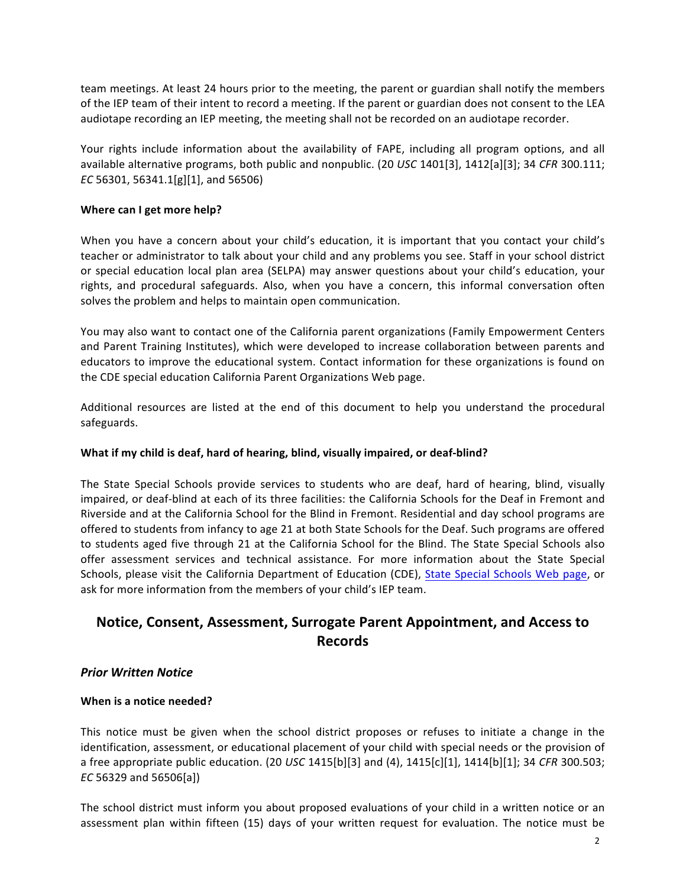team meetings. At least 24 hours prior to the meeting, the parent or guardian shall notify the members of the IEP team of their intent to record a meeting. If the parent or guardian does not consent to the LEA audiotape recording an IEP meeting, the meeting shall not be recorded on an audiotape recorder.

Your rights include information about the availability of FAPE, including all program options, and all available alternative programs, both public and nonpublic. (20 *USC* 1401[3], 1412[a][3]; 34 *CFR* 300.111; *EC* 56301, 56341.1[g][1], and 56506)

**Where can I get more help?**

When you have a concern about your child's education, it is important that you contact your child's teacher or administrator to talk about your child and any problems you see. Staff in your school district or special education local plan area (SELPA) may answer questions about your child's education, your rights, and procedural safeguards. Also, when you have a concern, this informal conversation often solves the problem and helps to maintain open communication.

You may also want to contact one of the California parent organizations (Family Empowerment Centers and Parent Training Institutes), which were developed to increase collaboration between parents and educators to improve the educational system. Contact information for these organizations is found on the CDE special education California Parent Organizations Web page.

Additional resources are listed at the end of this document to help you understand the procedural safeguards.

**What if my child is deaf, hard of hearing, blind, visually impaired, or deaf-blind?**

The State Special Schools provide services to students who are deaf, hard of hearing, blind, visually impaired, or deaf-blind at each of its three facilities: the California Schools for the Deaf in Fremont and Riverside and at the California School for the Blind in Fremont. Residential and day school programs are offered to students from infancy to age 21 at both State Schools for the Deaf. Such programs are offered to students aged five through 21 at the California School for the Blind. The State Special Schools also offer assessment services and technical assistance. For more information about the State Special Schools, please visit the California Department of Education (CDE), State Special Schools Web page, or ask for more information from the members of your child's IEP team.

## Notice, Consent, Assessment, Surrogate Parent Appointment, and Access to Records

### *Prior Written Notice*

**When is a notice needed?**

This notice must be given when the school district proposes or refuses to initiate a change in the identification, assessment, or educational placement of your child with special needs or the provision of a free appropriate public education. (20 *USC* 1415[b][3] and (4), 1415[c][1], 1414[b][1]; 34 *CFR* 300.503; *EC* 56329 and 56506[a])

The school district must inform you about proposed evaluations of your child in a written notice or an assessment plan within fifteen (15) days of your written request for evaluation. The notice must be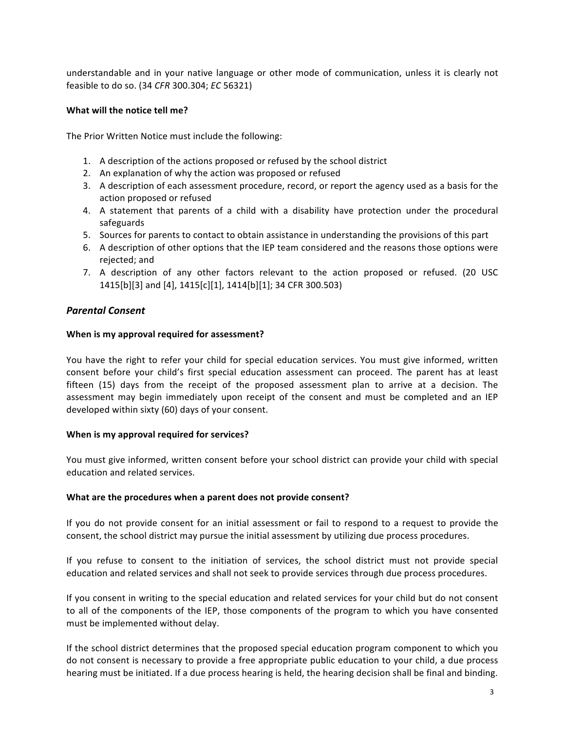understandable and in your native language or other mode of communication, unless it is clearly not feasible to do so. (34 *CFR* 300.304; *EC* 56321)

**What will the notice tell me?**

The Prior Written Notice must include the following:

1. A description of the actions proposed or refused by the school district
2. An explanation of why the action was proposed or refused
3. A description of each assessment procedure, record, or report the agency used as a basis for the action proposed or refused
4. A statement that parents of a child with a disability have protection under the procedural safeguards
5. Sources for parents to contact to obtain assistance in understanding the provisions of this part
6. A description of other options that the IEP team considered and the reasons those options were rejected; and
7. A description of any other factors relevant to the action proposed or refused. (20 USC 1415[b][3] and [4], 1415[c][1], 1414[b][1]; 34 CFR 300.503)

## *Parental Consent*

**When is my approval required for assessment?**

You have the right to refer your child for special education services. You must give informed, written consent before your child's first special education assessment can proceed. The parent has at least fifteen (15) days from the receipt of the proposed assessment plan to arrive at a decision. The assessment may begin immediately upon receipt of the consent and must be completed and an IEP developed within sixty (60) days of your consent.

**When is my approval required for services?**

You must give informed, written consent before your school district can provide your child with special education and related services.

**What are the procedures when a parent does not provide consent?**

If you do not provide consent for an initial assessment or fail to respond to a request to provide the consent, the school district may pursue the initial assessment by utilizing due process procedures.

If you refuse to consent to the initiation of services, the school district must not provide special education and related services and shall not seek to provide services through due process procedures.

If you consent in writing to the special education and related services for your child but do not consent to all of the components of the IEP, those components of the program to which you have consented must be implemented without delay.

If the school district determines that the proposed special education program component to which you do not consent is necessary to provide a free appropriate public education to your child, a due process hearing must be initiated. If a due process hearing is held, the hearing decision shall be final and binding.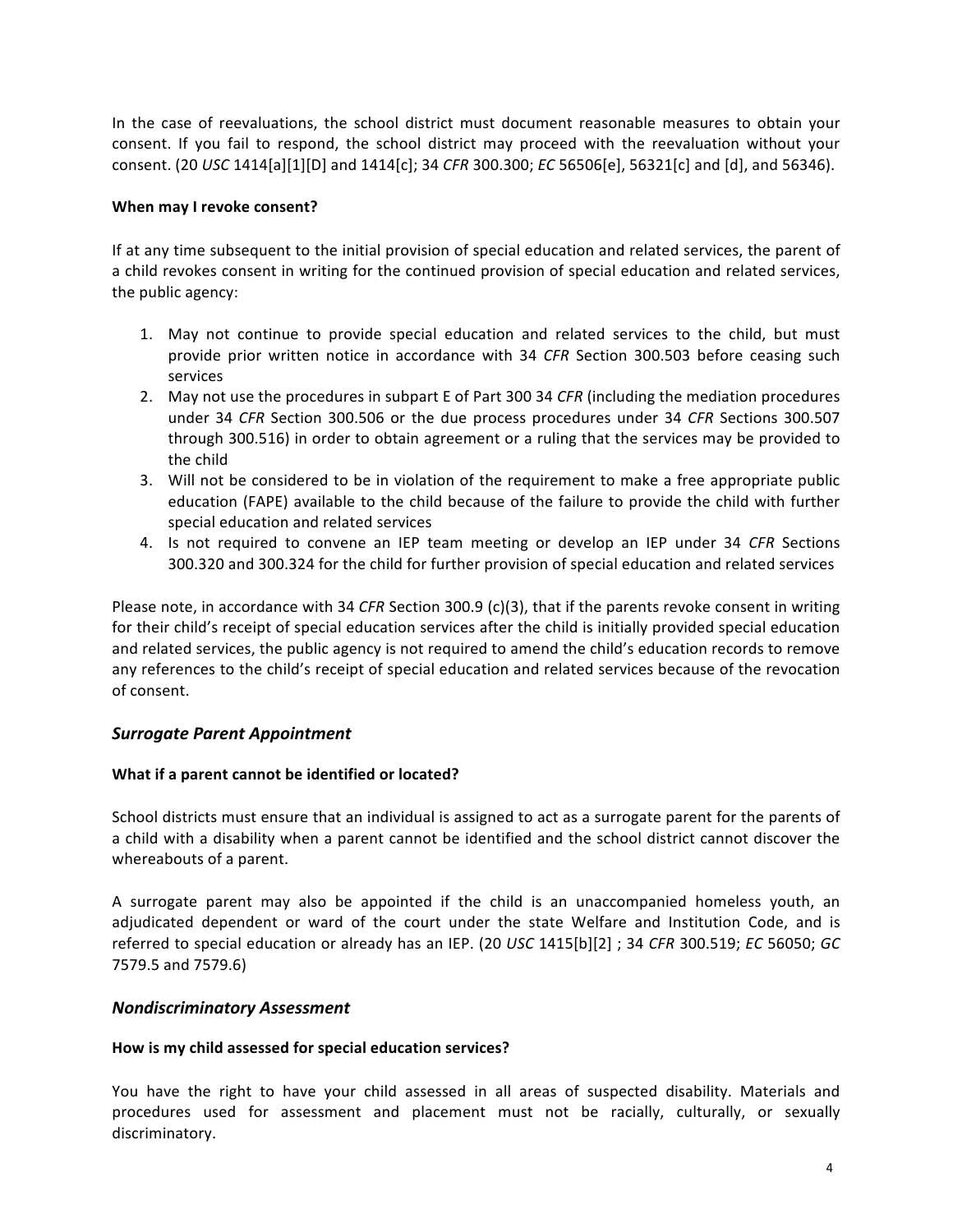In the case of reevaluations, the school district must document reasonable measures to obtain your consent. If you fail to respond, the school district may proceed with the reevaluation without your consent. (20 *USC* 1414[a][1][D] and 1414[c]; 34 *CFR* 300.300; *EC* 56506[e], 56321[c] and [d], and 56346).

**When may I revoke consent?**

If at any time subsequent to the initial provision of special education and related services, the parent of a child revokes consent in writing for the continued provision of special education and related services, the public agency:

1. May not continue to provide special education and related services to the child, but must provide prior written notice in accordance with 34 *CFR* Section 300.503 before ceasing such services
2. May not use the procedures in subpart E of Part 300 34 *CFR* (including the mediation procedures under 34 *CFR* Section 300.506 or the due process procedures under 34 *CFR* Sections 300.507 through 300.516) in order to obtain agreement or a ruling that the services may be provided to the child
3. Will not be considered to be in violation of the requirement to make a free appropriate public education (FAPE) available to the child because of the failure to provide the child with further special education and related services
4. Is not required to convene an IEP team meeting or develop an IEP under 34 *CFR* Sections 300.320 and 300.324 for the child for further provision of special education and related services

Please note, in accordance with 34 *CFR* Section 300.9 (c)(3), that if the parents revoke consent in writing for their child's receipt of special education services after the child is initially provided special education and related services, the public agency is not required to amend the child's education records to remove any references to the child's receipt of special education and related services because of the revocation of consent.

## *Surrogate Parent Appointment*

**What if a parent cannot be identified or located?**

School districts must ensure that an individual is assigned to act as a surrogate parent for the parents of a child with a disability when a parent cannot be identified and the school district cannot discover the whereabouts of a parent.

A surrogate parent may also be appointed if the child is an unaccompanied homeless youth, an adjudicated dependent or ward of the court under the state Welfare and Institution Code, and is referred to special education or already has an IEP. (20 *USC* 1415[b][2] ; 34 *CFR* 300.519; *EC* 56050; *GC* 7579.5 and 7579.6)

## *Nondiscriminatory Assessment*

**How is my child assessed for special education services?**

You have the right to have your child assessed in all areas of suspected disability. Materials and procedures used for assessment and placement must not be racially, culturally, or sexually discriminatory.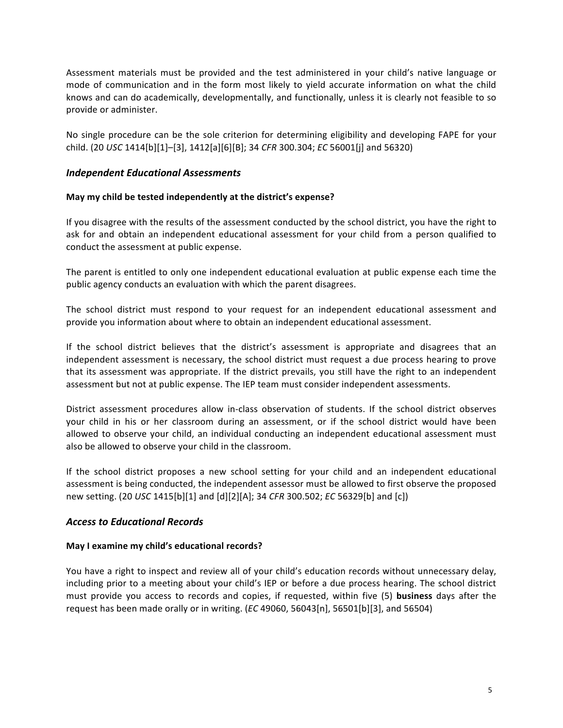Assessment materials must be provided and the test administered in your child's native language or mode of communication and in the form most likely to yield accurate information on what the child knows and can do academically, developmentally, and functionally, unless it is clearly not feasible to so provide or administer.

No single procedure can be the sole criterion for determining eligibility and developing FAPE for your child. (20 *USC* 1414[b][1]–[3], 1412[a][6][B]; 34 *CFR* 300.304; *EC* 56001[j] and 56320)

### *Independent Educational Assessments*

**May my child be tested independently at the district's expense?**

If you disagree with the results of the assessment conducted by the school district, you have the right to ask for and obtain an independent educational assessment for your child from a person qualified to conduct the assessment at public expense.

The parent is entitled to only one independent educational evaluation at public expense each time the public agency conducts an evaluation with which the parent disagrees.

The school district must respond to your request for an independent educational assessment and provide you information about where to obtain an independent educational assessment.

If the school district believes that the district's assessment is appropriate and disagrees that an independent assessment is necessary, the school district must request a due process hearing to prove that its assessment was appropriate. If the district prevails, you still have the right to an independent assessment but not at public expense. The IEP team must consider independent assessments.

District assessment procedures allow in-class observation of students. If the school district observes your child in his or her classroom during an assessment, or if the school district would have been allowed to observe your child, an individual conducting an independent educational assessment must also be allowed to observe your child in the classroom.

If the school district proposes a new school setting for your child and an independent educational assessment is being conducted, the independent assessor must be allowed to first observe the proposed new setting. (20 *USC* 1415[b][1] and [d][2][A]; 34 *CFR* 300.502; *EC* 56329[b] and [c])

### *Access to Educational Records*

**May I examine my child's educational records?**

You have a right to inspect and review all of your child's education records without unnecessary delay, including prior to a meeting about your child's IEP or before a due process hearing. The school district must provide you access to records and copies, if requested, within five (5) **business** days after the request has been made orally or in writing. (*EC* 49060, 56043[n], 56501[b][3], and 56504)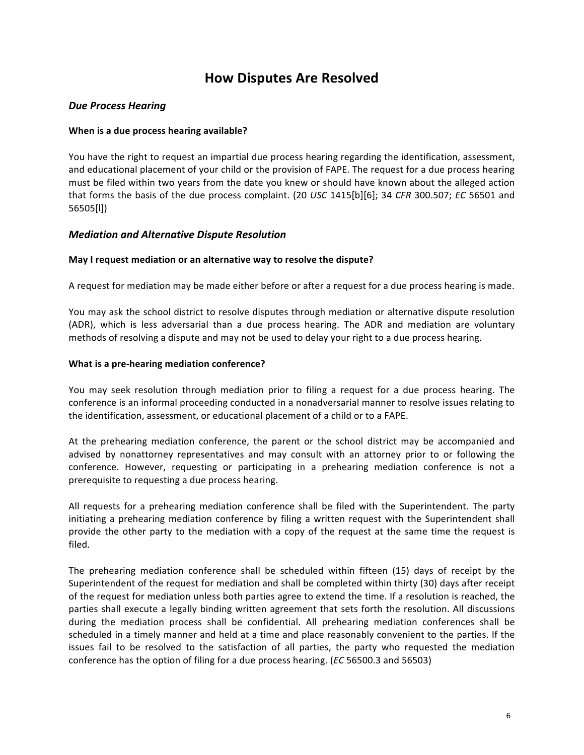# How Disputes Are Resolved

## *Due Process Hearing*

### When is a due process hearing available?

You have the right to request an impartial due process hearing regarding the identification, assessment, and educational placement of your child or the provision of FAPE. The request for a due process hearing must be filed within two years from the date you knew or should have known about the alleged action that forms the basis of the due process complaint. (20 *USC* 1415[b][6]; 34 *CFR* 300.507; *EC* 56501 and 56505[l])

## *Mediation and Alternative Dispute Resolution*

### May I request mediation or an alternative way to resolve the dispute?

A request for mediation may be made either before or after a request for a due process hearing is made.

You may ask the school district to resolve disputes through mediation or alternative dispute resolution (ADR), which is less adversarial than a due process hearing. The ADR and mediation are voluntary methods of resolving a dispute and may not be used to delay your right to a due process hearing.

### What is a pre-hearing mediation conference?

You may seek resolution through mediation prior to filing a request for a due process hearing. The conference is an informal proceeding conducted in a nonadversarial manner to resolve issues relating to the identification, assessment, or educational placement of a child or to a FAPE.

At the prehearing mediation conference, the parent or the school district may be accompanied and advised by nonattorney representatives and may consult with an attorney prior to or following the conference. However, requesting or participating in a prehearing mediation conference is not a prerequisite to requesting a due process hearing.

All requests for a prehearing mediation conference shall be filed with the Superintendent. The party initiating a prehearing mediation conference by filing a written request with the Superintendent shall provide the other party to the mediation with a copy of the request at the same time the request is filed.

The prehearing mediation conference shall be scheduled within fifteen (15) days of receipt by the Superintendent of the request for mediation and shall be completed within thirty (30) days after receipt of the request for mediation unless both parties agree to extend the time. If a resolution is reached, the parties shall execute a legally binding written agreement that sets forth the resolution. All discussions during the mediation process shall be confidential. All prehearing mediation conferences shall be scheduled in a timely manner and held at a time and place reasonably convenient to the parties. If the issues fail to be resolved to the satisfaction of all parties, the party who requested the mediation conference has the option of filing for a due process hearing. (*EC* 56500.3 and 56503)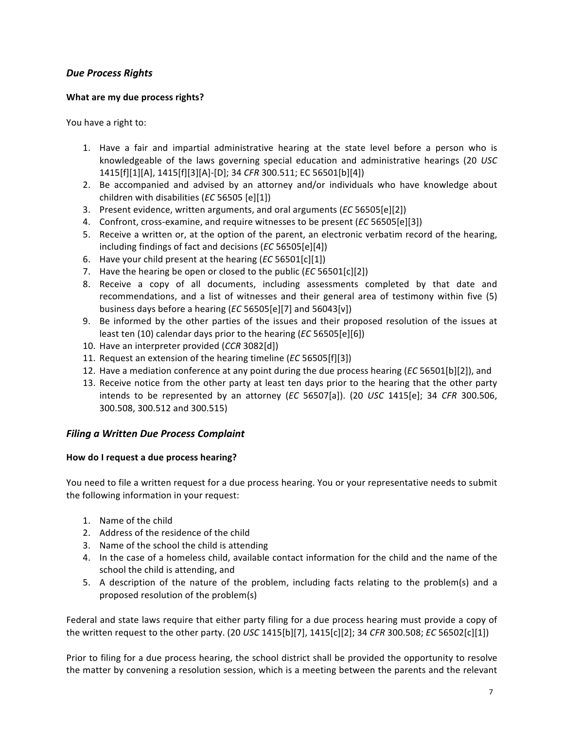## *Due Process Rights*

**What are my due process rights?**

You have a right to:

1. Have a fair and impartial administrative hearing at the state level before a person who is knowledgeable of the laws governing special education and administrative hearings (20 *USC* 1415[f][1][A], 1415[f][3][A]-[D]; 34 *CFR* 300.511; EC 56501[b][4])
2. Be accompanied and advised by an attorney and/or individuals who have knowledge about children with disabilities (*EC* 56505 [e][1])
3. Present evidence, written arguments, and oral arguments (*EC* 56505[e][2])
4. Confront, cross-examine, and require witnesses to be present (*EC* 56505[e][3])
5. Receive a written or, at the option of the parent, an electronic verbatim record of the hearing, including findings of fact and decisions (*EC* 56505[e][4])
6. Have your child present at the hearing (*EC* 56501[c][1])
7. Have the hearing be open or closed to the public (*EC* 56501[c][2])
8. Receive a copy of all documents, including assessments completed by that date and recommendations, and a list of witnesses and their general area of testimony within five (5) business days before a hearing (*EC* 56505[e][7] and 56043[v])
9. Be informed by the other parties of the issues and their proposed resolution of the issues at least ten (10) calendar days prior to the hearing (*EC* 56505[e][6])
10. Have an interpreter provided (*CCR* 3082[d])
11. Request an extension of the hearing timeline (*EC* 56505[f][3])
12. Have a mediation conference at any point during the due process hearing (*EC* 56501[b][2]), and
13. Receive notice from the other party at least ten days prior to the hearing that the other party intends to be represented by an attorney (*EC* 56507[a]). (20 *USC* 1415[e]; 34 *CFR* 300.506, 300.508, 300.512 and 300.515)

## *Filing a Written Due Process Complaint*

**How do I request a due process hearing?**

You need to file a written request for a due process hearing. You or your representative needs to submit the following information in your request:

1. Name of the child
2. Address of the residence of the child
3. Name of the school the child is attending
4. In the case of a homeless child, available contact information for the child and the name of the school the child is attending, and
5. A description of the nature of the problem, including facts relating to the problem(s) and a proposed resolution of the problem(s)

Federal and state laws require that either party filing for a due process hearing must provide a copy of the written request to the other party. (20 *USC* 1415[b][7], 1415[c][2]; 34 *CFR* 300.508; *EC* 56502[c][1])

Prior to filing for a due process hearing, the school district shall be provided the opportunity to resolve the matter by convening a resolution session, which is a meeting between the parents and the relevant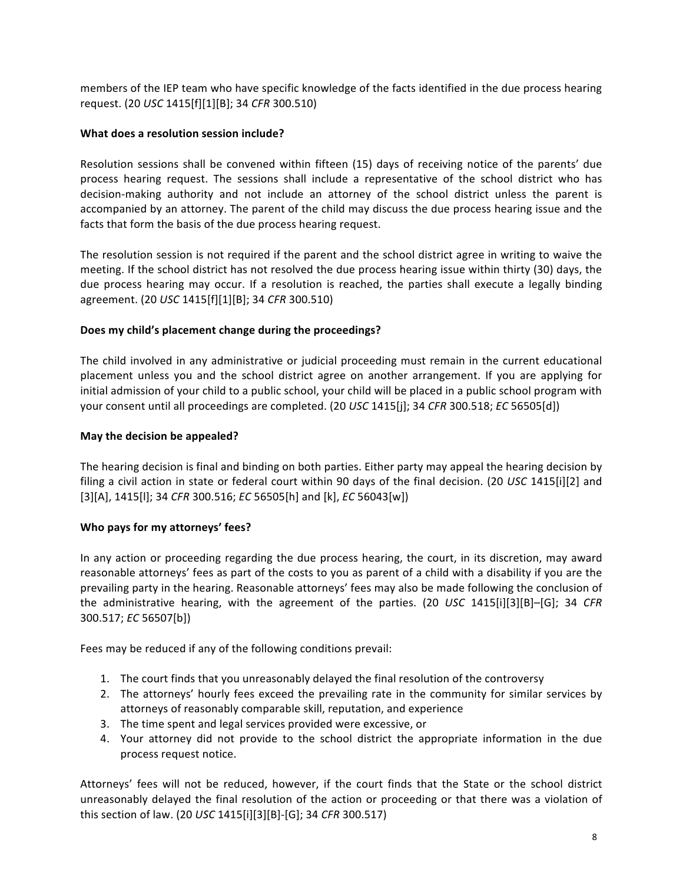members of the IEP team who have specific knowledge of the facts identified in the due process hearing request. (20 *USC* 1415[f][1][B]; 34 *CFR* 300.510)

**What does a resolution session include?**

Resolution sessions shall be convened within fifteen (15) days of receiving notice of the parents' due process hearing request. The sessions shall include a representative of the school district who has decision-making authority and not include an attorney of the school district unless the parent is accompanied by an attorney. The parent of the child may discuss the due process hearing issue and the facts that form the basis of the due process hearing request.

The resolution session is not required if the parent and the school district agree in writing to waive the meeting. If the school district has not resolved the due process hearing issue within thirty (30) days, the due process hearing may occur. If a resolution is reached, the parties shall execute a legally binding agreement. (20 *USC* 1415[f][1][B]; 34 *CFR* 300.510)

**Does my child's placement change during the proceedings?**

The child involved in any administrative or judicial proceeding must remain in the current educational placement unless you and the school district agree on another arrangement. If you are applying for initial admission of your child to a public school, your child will be placed in a public school program with your consent until all proceedings are completed. (20 *USC* 1415[j]; 34 *CFR* 300.518; *EC* 56505[d])

**May the decision be appealed?**

The hearing decision is final and binding on both parties. Either party may appeal the hearing decision by filing a civil action in state or federal court within 90 days of the final decision. (20 *USC* 1415[i][2] and [3][A], 1415[l]; 34 *CFR* 300.516; *EC* 56505[h] and [k], *EC* 56043[w])

**Who pays for my attorneys' fees?**

In any action or proceeding regarding the due process hearing, the court, in its discretion, may award reasonable attorneys' fees as part of the costs to you as parent of a child with a disability if you are the prevailing party in the hearing. Reasonable attorneys' fees may also be made following the conclusion of the administrative hearing, with the agreement of the parties. (20 *USC* 1415[i][3][B]–[G]; 34 *CFR* 300.517; *EC* 56507[b])

Fees may be reduced if any of the following conditions prevail:

1. The court finds that you unreasonably delayed the final resolution of the controversy
2. The attorneys' hourly fees exceed the prevailing rate in the community for similar services by attorneys of reasonably comparable skill, reputation, and experience
3. The time spent and legal services provided were excessive, or
4. Your attorney did not provide to the school district the appropriate information in the due process request notice.

Attorneys' fees will not be reduced, however, if the court finds that the State or the school district unreasonably delayed the final resolution of the action or proceeding or that there was a violation of this section of law. (20 *USC* 1415[i][3][B]-[G]; 34 *CFR* 300.517)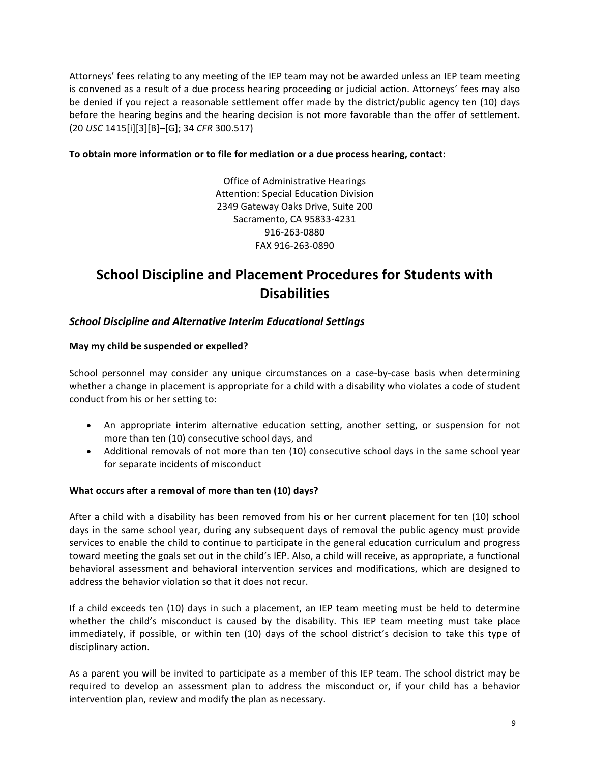Attorneys' fees relating to any meeting of the IEP team may not be awarded unless an IEP team meeting is convened as a result of a due process hearing proceeding or judicial action. Attorneys' fees may also be denied if you reject a reasonable settlement offer made by the district/public agency ten (10) days before the hearing begins and the hearing decision is not more favorable than the offer of settlement. (20 *USC* 1415[i][3][B]–[G]; 34 *CFR* 300.517)

**To obtain more information or to file for mediation or a due process hearing, contact:**

Office of Administrative Hearings
Attention: Special Education Division
2349 Gateway Oaks Drive, Suite 200
Sacramento, CA 95833-4231
916-263-0880
FAX 916-263-0890

# School Discipline and Placement Procedures for Students with Disabilities

## *School Discipline and Alternative Interim Educational Settings*

**May my child be suspended or expelled?**

School personnel may consider any unique circumstances on a case-by-case basis when determining whether a change in placement is appropriate for a child with a disability who violates a code of student conduct from his or her setting to:

- An appropriate interim alternative education setting, another setting, or suspension for not more than ten (10) consecutive school days, and
- Additional removals of not more than ten (10) consecutive school days in the same school year for separate incidents of misconduct

**What occurs after a removal of more than ten (10) days?**

After a child with a disability has been removed from his or her current placement for ten (10) school days in the same school year, during any subsequent days of removal the public agency must provide services to enable the child to continue to participate in the general education curriculum and progress toward meeting the goals set out in the child's IEP. Also, a child will receive, as appropriate, a functional behavioral assessment and behavioral intervention services and modifications, which are designed to address the behavior violation so that it does not recur.

If a child exceeds ten (10) days in such a placement, an IEP team meeting must be held to determine whether the child's misconduct is caused by the disability. This IEP team meeting must take place immediately, if possible, or within ten (10) days of the school district's decision to take this type of disciplinary action.

As a parent you will be invited to participate as a member of this IEP team. The school district may be required to develop an assessment plan to address the misconduct or, if your child has a behavior intervention plan, review and modify the plan as necessary.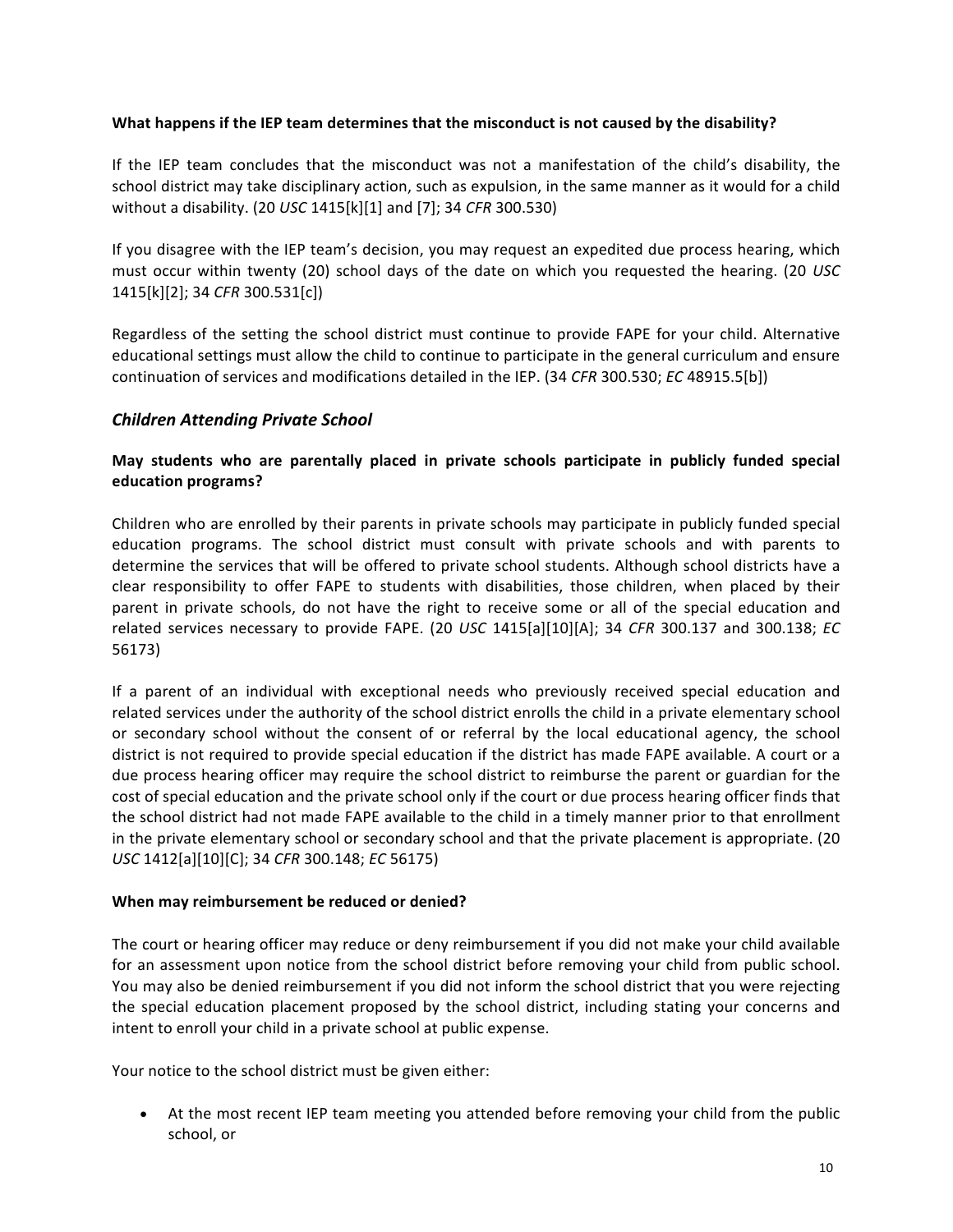**What happens if the IEP team determines that the misconduct is not caused by the disability?**

If the IEP team concludes that the misconduct was not a manifestation of the child's disability, the school district may take disciplinary action, such as expulsion, in the same manner as it would for a child without a disability. (20 *USC* 1415[k][1] and [7]; 34 *CFR* 300.530)

If you disagree with the IEP team's decision, you may request an expedited due process hearing, which must occur within twenty (20) school days of the date on which you requested the hearing. (20 *USC* 1415[k][2]; 34 *CFR* 300.531[c])

Regardless of the setting the school district must continue to provide FAPE for your child. Alternative educational settings must allow the child to continue to participate in the general curriculum and ensure continuation of services and modifications detailed in the IEP. (34 *CFR* 300.530; *EC* 48915.5[b])

## *Children Attending Private School*

**May students who are parentally placed in private schools participate in publicly funded special education programs?**

Children who are enrolled by their parents in private schools may participate in publicly funded special education programs. The school district must consult with private schools and with parents to determine the services that will be offered to private school students. Although school districts have a clear responsibility to offer FAPE to students with disabilities, those children, when placed by their parent in private schools, do not have the right to receive some or all of the special education and related services necessary to provide FAPE. (20 *USC* 1415[a][10][A]; 34 *CFR* 300.137 and 300.138; *EC* 56173)

If a parent of an individual with exceptional needs who previously received special education and related services under the authority of the school district enrolls the child in a private elementary school or secondary school without the consent of or referral by the local educational agency, the school district is not required to provide special education if the district has made FAPE available. A court or a due process hearing officer may require the school district to reimburse the parent or guardian for the cost of special education and the private school only if the court or due process hearing officer finds that the school district had not made FAPE available to the child in a timely manner prior to that enrollment in the private elementary school or secondary school and that the private placement is appropriate. (20 *USC* 1412[a][10][C]; 34 *CFR* 300.148; *EC* 56175)

**When may reimbursement be reduced or denied?**

The court or hearing officer may reduce or deny reimbursement if you did not make your child available for an assessment upon notice from the school district before removing your child from public school. You may also be denied reimbursement if you did not inform the school district that you were rejecting the special education placement proposed by the school district, including stating your concerns and intent to enroll your child in a private school at public expense.

Your notice to the school district must be given either:

- At the most recent IEP team meeting you attended before removing your child from the public school, or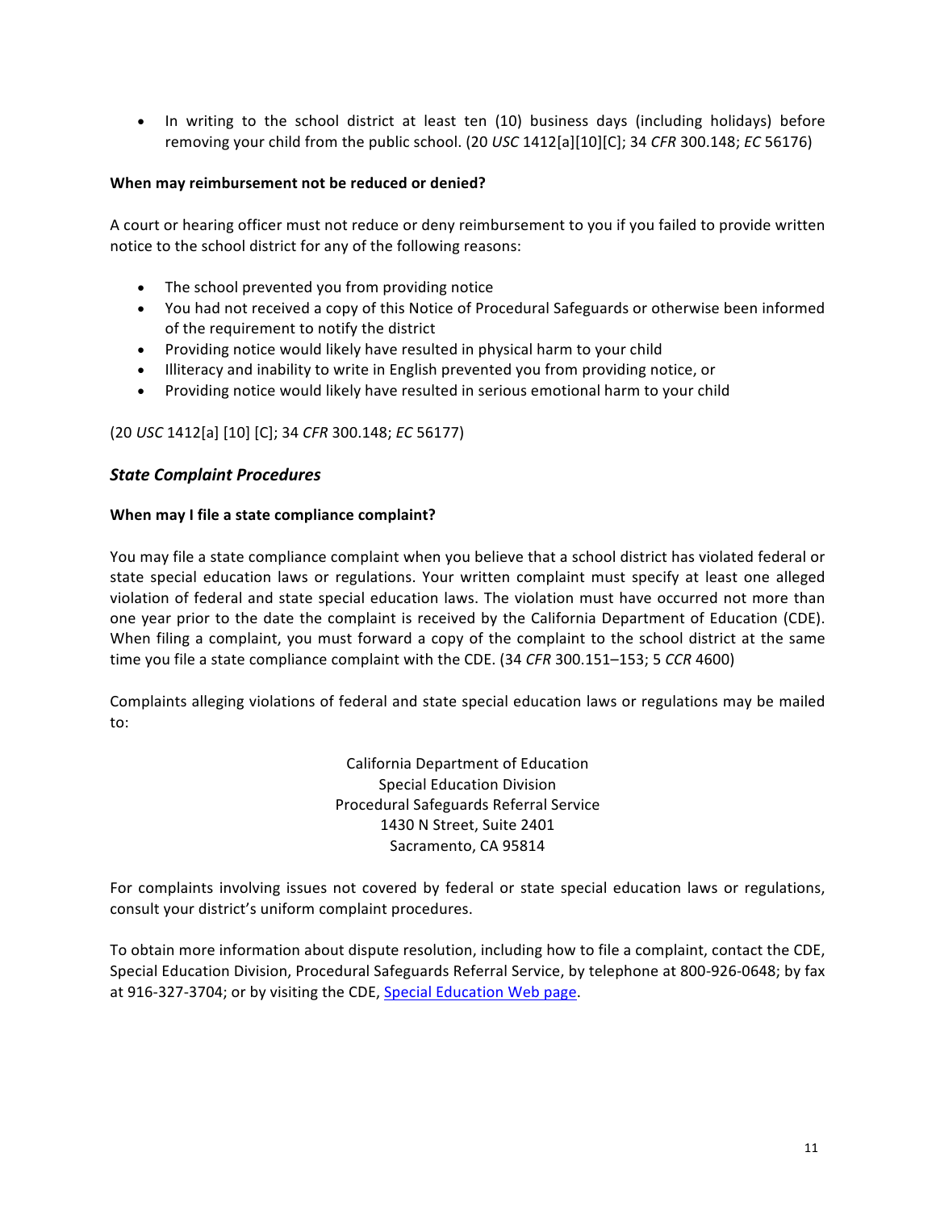- In writing to the school district at least ten (10) business days (including holidays) before removing your child from the public school. (20 *USC* 1412[a][10][C]; 34 *CFR* 300.148; *EC* 56176)

**When may reimbursement not be reduced or denied?**

A court or hearing officer must not reduce or deny reimbursement to you if you failed to provide written notice to the school district for any of the following reasons:

- The school prevented you from providing notice
- You had not received a copy of this Notice of Procedural Safeguards or otherwise been informed of the requirement to notify the district
- Providing notice would likely have resulted in physical harm to your child
- Illiteracy and inability to write in English prevented you from providing notice, or
- Providing notice would likely have resulted in serious emotional harm to your child

(20 *USC* 1412[a] [10] [C]; 34 *CFR* 300.148; *EC* 56177)

### *State Complaint Procedures*

**When may I file a state compliance complaint?**

You may file a state compliance complaint when you believe that a school district has violated federal or state special education laws or regulations. Your written complaint must specify at least one alleged violation of federal and state special education laws. The violation must have occurred not more than one year prior to the date the complaint is received by the California Department of Education (CDE). When filing a complaint, you must forward a copy of the complaint to the school district at the same time you file a state compliance complaint with the CDE. (34 *CFR* 300.151–153; 5 *CCR* 4600)

Complaints alleging violations of federal and state special education laws or regulations may be mailed to:

California Department of Education
Special Education Division
Procedural Safeguards Referral Service
1430 N Street, Suite 2401
Sacramento, CA 95814

For complaints involving issues not covered by federal or state special education laws or regulations, consult your district's uniform complaint procedures.

To obtain more information about dispute resolution, including how to file a complaint, contact the CDE, Special Education Division, Procedural Safeguards Referral Service, by telephone at 800-926-0648; by fax at 916-327-3704; or by visiting the CDE, Special Education Web page.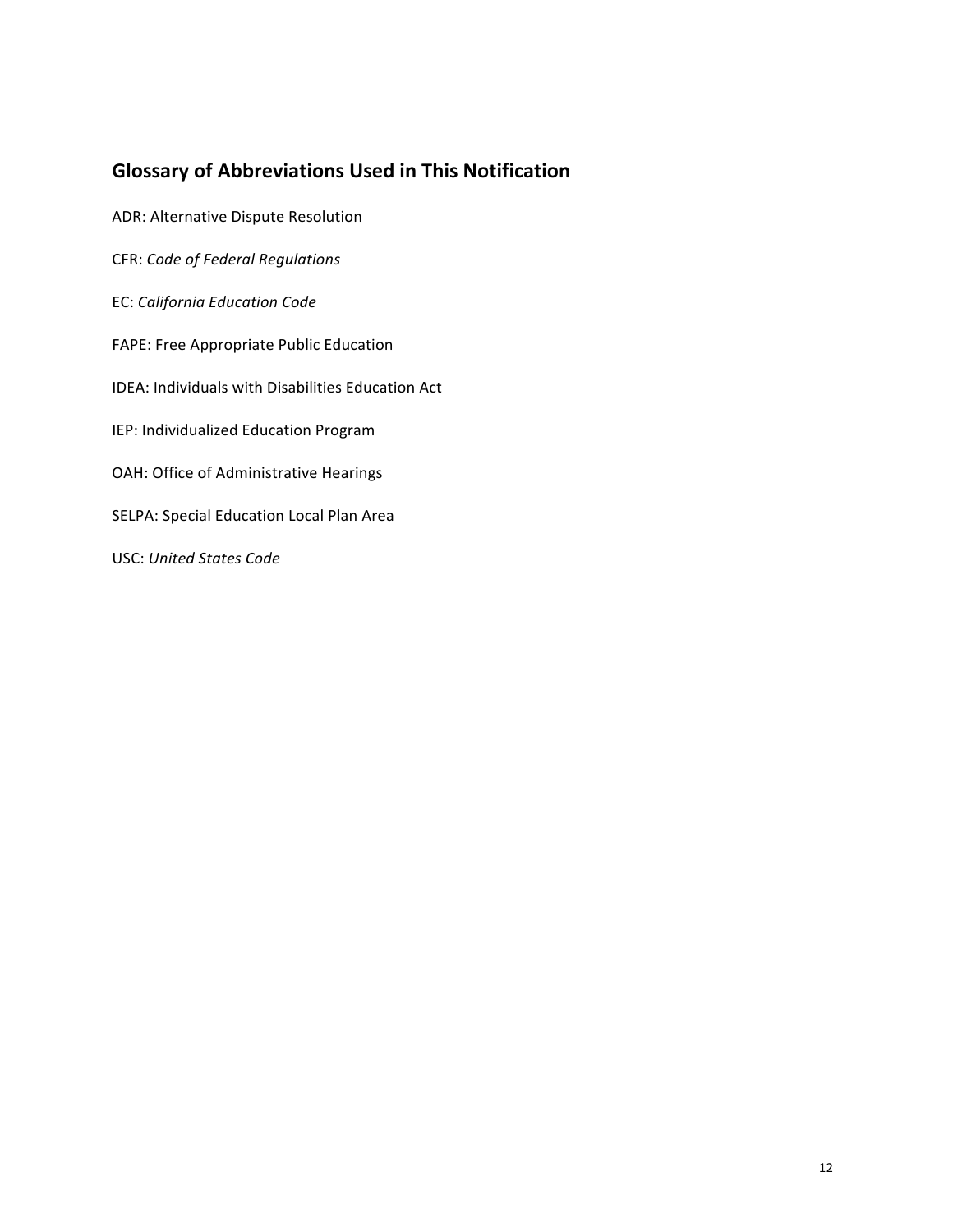## Glossary of Abbreviations Used in This Notification

ADR: Alternative Dispute Resolution

CFR: *Code of Federal Regulations*

EC: *California Education Code*

FAPE: Free Appropriate Public Education

IDEA: Individuals with Disabilities Education Act

IEP: Individualized Education Program

OAH: Office of Administrative Hearings

SELPA: Special Education Local Plan Area

USC: *United States Code*